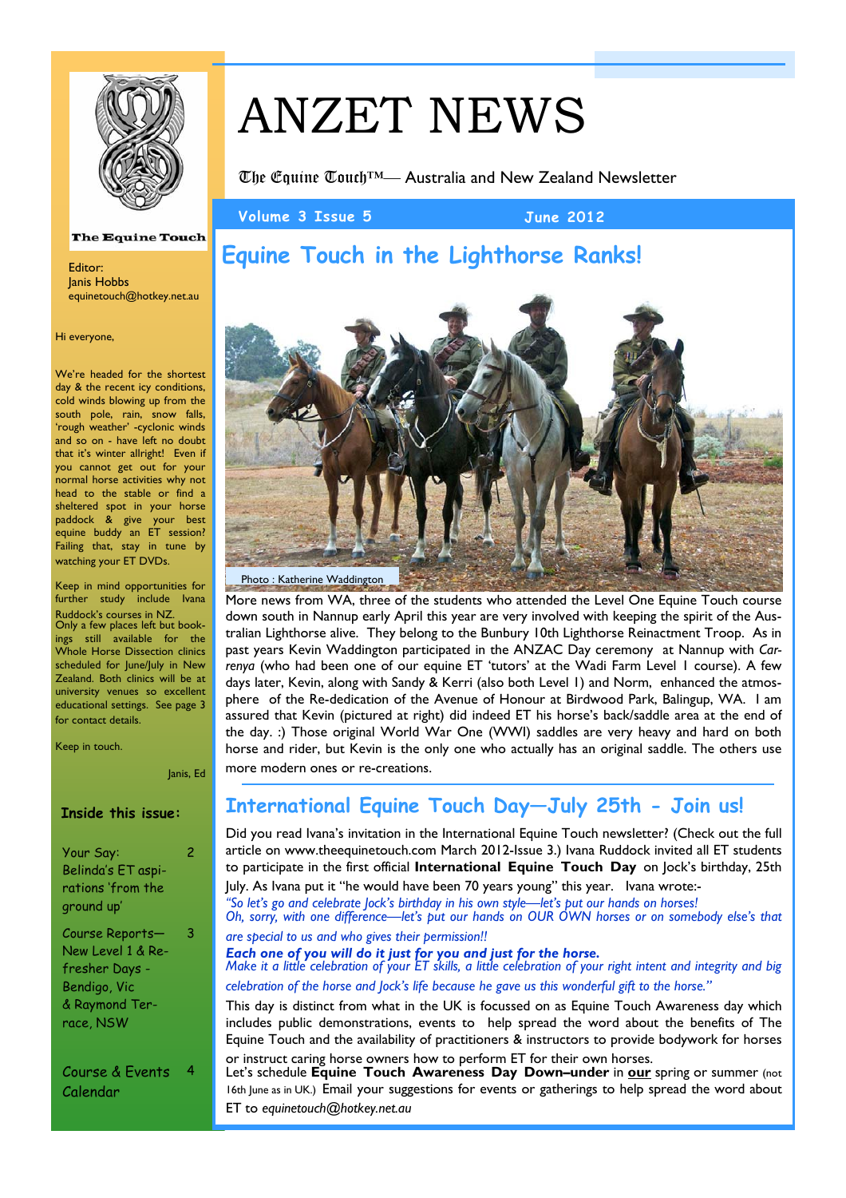# ANZET NEWS

The Equine Touch™— Australia and New Zealand Newsletter

**Volume 3 Issue 5** **June 2012**

The Equine Touch

Editor:
Janis Hobbs
equinetouch@hotkey.net.au

Hi everyone,

We're headed for the shortest day & the recent icy conditions, cold winds blowing up from the south pole, rain, snow falls, 'rough weather' -cyclonic winds and so on - have left no doubt that it's winter allright! Even if you cannot get out for your normal horse activities why not head to the stable or find a sheltered spot in your horse paddock & give your best equine buddy an ET session? Failing that, stay in tune by watching your ET DVDs.

Keep in mind opportunities for further study include Ivana Ruddock's courses in NZ.
Only a few places left but bookings still available for the Whole Horse Dissection clinics scheduled for June/July in New Zealand. Both clinics will be at university venues so excellent educational settings. See page 3 for contact details.

Keep in touch.

Janis, Ed

**Inside this issue:**

| | |
|---|---|
| Your Say: Belinda's ET aspirations 'from the ground up' | 2 |
| Course Reports—New Level 1 & Refresher Days - Bendigo, Vic & Raymond Terrace, NSW | 3 |
| Course & Events Calendar | 4 |

## Equine Touch in the Lighthorse Ranks!

Photo : Katherine Waddington

More news from WA, three of the students who attended the Level One Equine Touch course down south in Nannup early April this year are very involved with keeping the spirit of the Australian Lighthorse alive. They belong to the Bunbury 10th Lighthorse Reinactment Troop. As in past years Kevin Waddington participated in the ANZAC Day ceremony at Nannup with *Carrenya* (who had been one of our equine ET 'tutors' at the Wadi Farm Level I course). A few days later, Kevin, along with Sandy & Kerri (also both Level 1) and Norm, enhanced the atmosphere of the Re-dedication of the Avenue of Honour at Birdwood Park, Balingup, WA. I am assured that Kevin (pictured at right) did indeed ET his horse's back/saddle area at the end of the day. :) Those original World War One (WWI) saddles are very heavy and hard on both horse and rider, but Kevin is the only one who actually has an original saddle. The others use more modern ones or re-creations.

## International Equine Touch Day—July 25th - Join us!

Did you read Ivana's invitation in the International Equine Touch newsletter? (Check out the full article on www.theequinetouch.com March 2012-Issue 3.) Ivana Ruddock invited all ET students to participate in the first official **International Equine Touch Day** on Jock's birthday, 25th July. As Ivana put it "he would have been 70 years young" this year. Ivana wrote:-

*"So let's go and celebrate Jock's birthday in his own style—let's put our hands on horses!*
*Oh, sorry, with one difference—let's put our hands on OUR OWN horses or on somebody else's that are special to us and who gives their permission!!*
***Each one of you will do it just for you and just for the horse.***
*Make it a little celebration of your ET skills, a little celebration of your right intent and integrity and big celebration of the horse and Jock's life because he gave us this wonderful gift to the horse."*

This day is distinct from what in the UK is focussed on as Equine Touch Awareness day which includes public demonstrations, events to help spread the word about the benefits of The Equine Touch and the availability of practitioners & instructors to provide bodywork for horses or instruct caring horse owners how to perform ET for their own horses.
Let's schedule **Equine Touch Awareness Day Down–under** in **<u>our</u>** spring or summer (not 16th June as in UK.) Email your suggestions for events or gatherings to help spread the word about ET to *equinetouch@hotkey.net.au*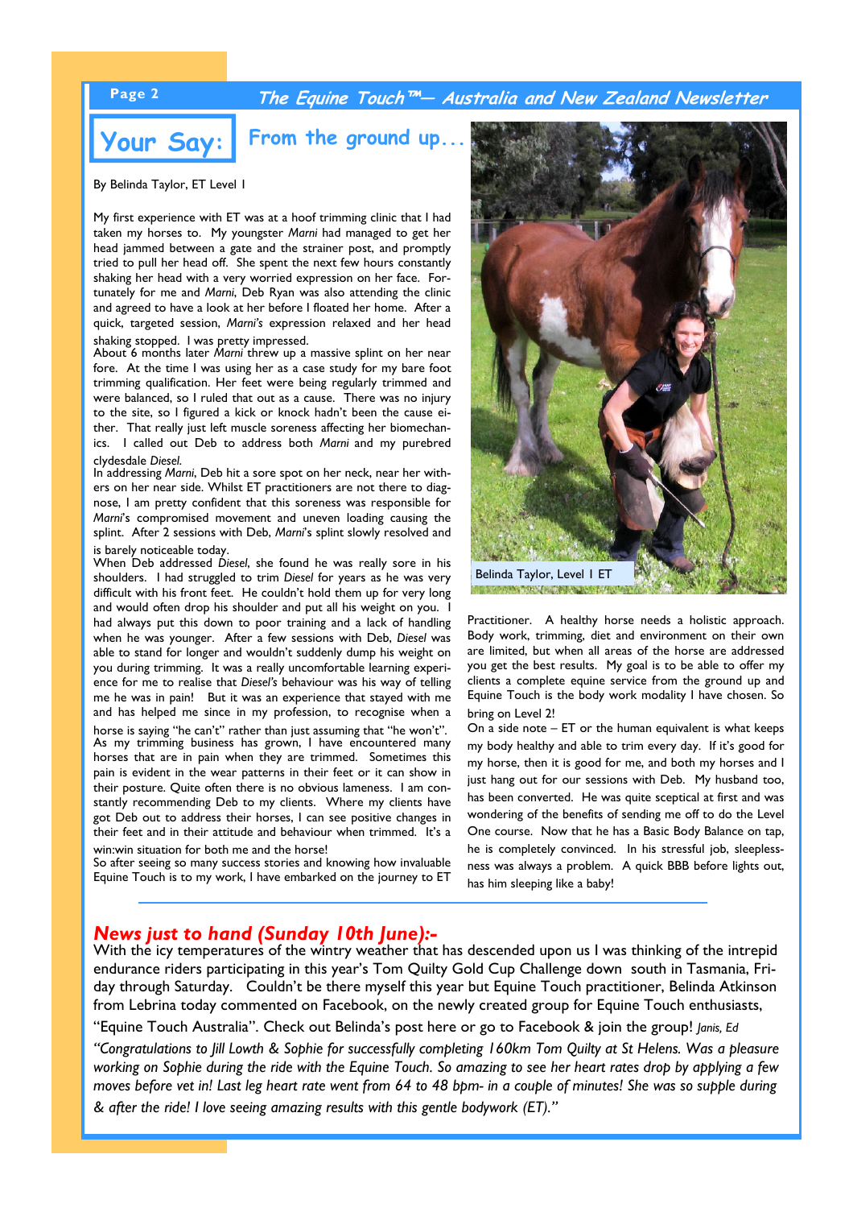## Your Say: From the ground up...

By Belinda Taylor, ET Level I

My first experience with ET was at a hoof trimming clinic that I had taken my horses to. My youngster *Marni* had managed to get her head jammed between a gate and the strainer post, and promptly tried to pull her head off. She spent the next few hours constantly shaking her head with a very worried expression on her face. Fortunately for me and *Marni*, Deb Ryan was also attending the clinic and agreed to have a look at her before I floated her home. After a quick, targeted session, *Marni's* expression relaxed and her head shaking stopped. I was pretty impressed.

About 6 months later *Marni* threw up a massive splint on her near fore. At the time I was using her as a case study for my bare foot trimming qualification. Her feet were being regularly trimmed and were balanced, so I ruled that out as a cause. There was no injury to the site, so I figured a kick or knock hadn't been the cause either. That really just left muscle soreness affecting her biomechanics. I called out Deb to address both *Marni* and my purebred clydesdale *Diesel*.

In addressing *Marni*, Deb hit a sore spot on her neck, near her withers on her near side. Whilst ET practitioners are not there to diagnose, I am pretty confident that this soreness was responsible for *Marni*'s compromised movement and uneven loading causing the splint. After 2 sessions with Deb, *Marni*'s splint slowly resolved and is barely noticeable today.

When Deb addressed *Diesel*, she found he was really sore in his shoulders. I had struggled to trim *Diesel* for years as he was very difficult with his front feet. He couldn't hold them up for very long and would often drop his shoulder and put all his weight on you. I had always put this down to poor training and a lack of handling when he was younger. After a few sessions with Deb, *Diesel* was able to stand for longer and wouldn't suddenly dump his weight on you during trimming. It was a really uncomfortable learning experience for me to realise that *Diesel's* behaviour was his way of telling me he was in pain! But it was an experience that stayed with me and has helped me since in my profession, to recognise when a horse is saying "he can't" rather than just assuming that "he won't".

As my trimming business has grown, I have encountered many horses that are in pain when they are trimmed. Sometimes this pain is evident in the wear patterns in their feet or it can show in their posture. Quite often there is no obvious lameness. I am constantly recommending Deb to my clients. Where my clients have got Deb out to address their horses, I can see positive changes in their feet and in their attitude and behaviour when trimmed. It's a win:win situation for both me and the horse!

So after seeing so many success stories and knowing how invaluable Equine Touch is to my work, I have embarked on the journey to ET Practitioner. A healthy horse needs a holistic approach. Body work, trimming, diet and environment on their own are limited, but when all areas of the horse are addressed you get the best results. My goal is to be able to offer my clients a complete equine service from the ground up and Equine Touch is the body work modality I have chosen. So bring on Level 2!

On a side note – ET or the human equivalent is what keeps my body healthy and able to trim every day. If it's good for my horse, then it is good for me, and both my horses and I just hang out for our sessions with Deb. My husband too, has been converted. He was quite sceptical at first and was wondering of the benefits of sending me off to do the Level One course. Now that he has a Basic Body Balance on tap, he is completely convinced. In his stressful job, sleeplessness was always a problem. A quick BBB before lights out, has him sleeping like a baby!

Belinda Taylor, Level I ET

## *News just to hand (Sunday 10th June):-*

With the icy temperatures of the wintry weather that has descended upon us I was thinking of the intrepid endurance riders participating in this year's Tom Quilty Gold Cup Challenge down south in Tasmania, Friday through Saturday. Couldn't be there myself this year but Equine Touch practitioner, Belinda Atkinson from Lebrina today commented on Facebook, on the newly created group for Equine Touch enthusiasts, "Equine Touch Australia". Check out Belinda's post here or go to Facebook & join the group! *Janis, Ed*

*"Congratulations to Jill Lowth & Sophie for successfully completing 160km Tom Quilty at St Helens. Was a pleasure working on Sophie during the ride with the Equine Touch. So amazing to see her heart rates drop by applying a few moves before vet in! Last leg heart rate went from 64 to 48 bpm- in a couple of minutes! She was so supple during & after the ride! I love seeing amazing results with this gentle bodywork (ET)."*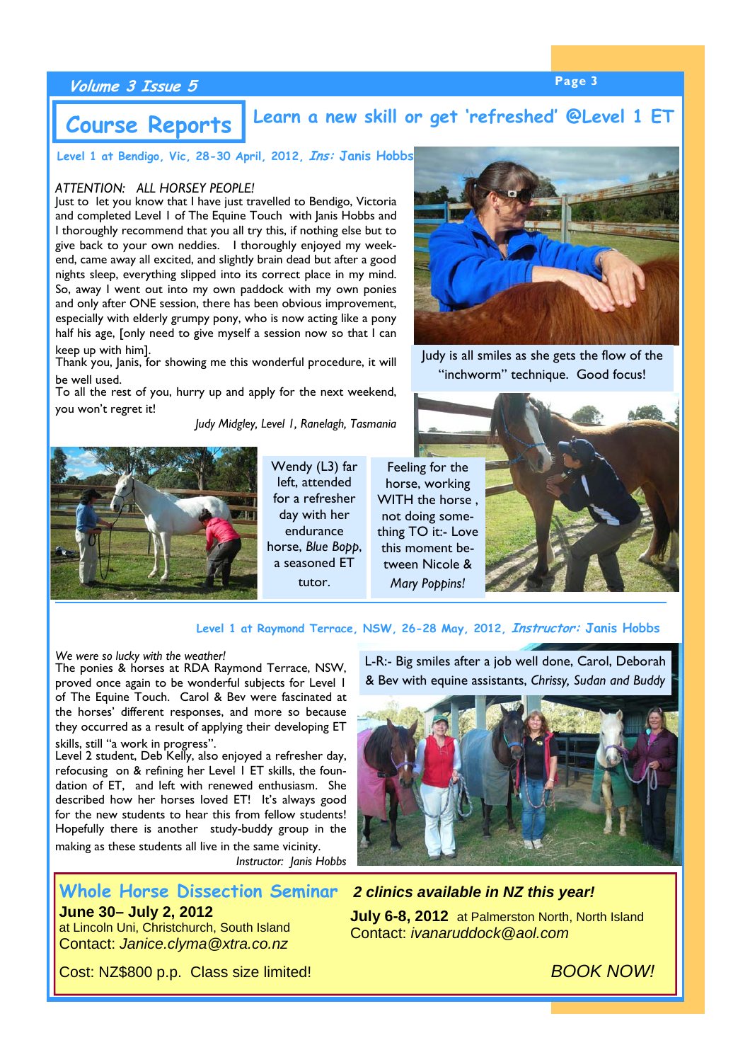# Course Reports

## Learn a new skill or get 'refreshed' @Level 1 ET

### Level 1 at Bendigo, Vic, 28-30 April, 2012, *Ins:* Janis Hobbs

*ATTENTION: ALL HORSEY PEOPLE!*

Just to let you know that I have just travelled to Bendigo, Victoria and completed Level I of The Equine Touch with Janis Hobbs and I thoroughly recommend that you all try this, if nothing else but to give back to your own neddies. I thoroughly enjoyed my weekend, came away all excited, and slightly brain dead but after a good nights sleep, everything slipped into its correct place in my mind. So, away I went out into my own paddock with my own ponies and only after ONE session, there has been obvious improvement, especially with elderly grumpy pony, who is now acting like a pony half his age, [only need to give myself a session now so that I can keep up with him].

Thank you, Janis, for showing me this wonderful procedure, it will be well used.

To all the rest of you, hurry up and apply for the next weekend, you won't regret it!

*Judy Midgley, Level 1, Ranelagh, Tasmania*

Judy is all smiles as she gets the flow of the "inchworm" technique. Good focus!

Wendy (L3) far left, attended for a refresher day with her endurance horse, *Blue Bopp*, a seasoned ET tutor.

Feeling for the horse, working WITH the horse , not doing something TO it:- Love this moment between Nicole & *Mary Poppins!*

### Level 1 at Raymond Terrace, NSW, 26-28 May, 2012, *Instructor:* Janis Hobbs

*We were so lucky with the weather!*

The ponies & horses at RDA Raymond Terrace, NSW, proved once again to be wonderful subjects for Level I of The Equine Touch. Carol & Bev were fascinated at the horses' different responses, and more so because they occurred as a result of applying their developing ET skills, still "a work in progress".

Level 2 student, Deb Kelly, also enjoyed a refresher day, refocusing on & refining her Level I ET skills, the foundation of ET, and left with renewed enthusiasm. She described how her horses loved ET! It's always good for the new students to hear this from fellow students! Hopefully there is another study-buddy group in the making as these students all live in the same vicinity.

*Instructor: Janis Hobbs*

L-R:- Big smiles after a job well done, Carol, Deborah & Bev with equine assistants, *Chrissy, Sudan and Buddy*

## Whole Horse Dissection Seminar

***2 clinics available in NZ this year!***

**June 30– July 2, 2012**
at Lincoln Uni, Christchurch, South Island
Contact: *Janice.clyma@xtra.co.nz*

**July 6-8, 2012** at Palmerston North, North Island
Contact: *ivanaruddock@aol.com*

Cost: NZ$800 p.p. Class size limited!

*BOOK NOW!*